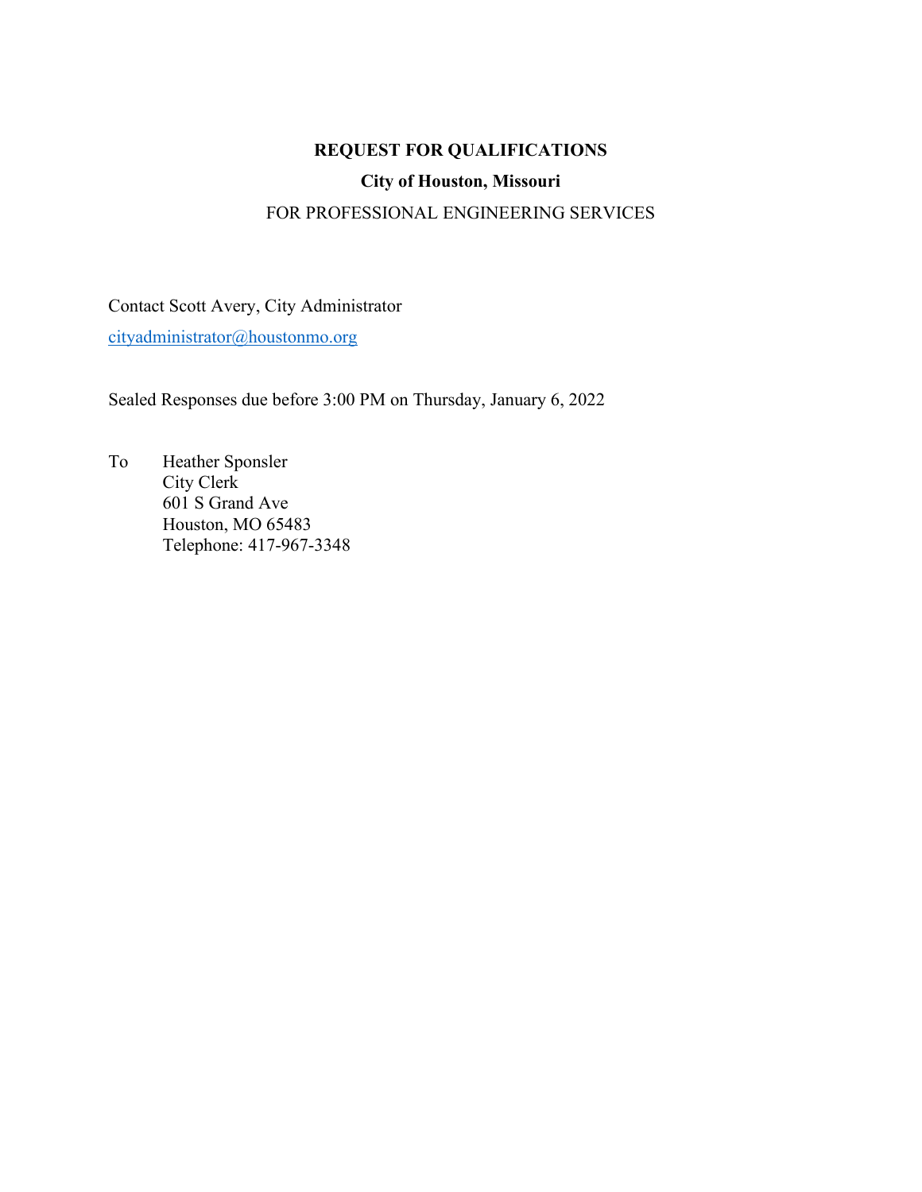# REQUEST FOR QUALIFICATIONS

## City of Houston, Missouri

FOR PROFESSIONAL ENGINEERING SERVICES

Contact Scott Avery, City Administrator

cityadministrator@houstonmo.org

Sealed Responses due before 3:00 PM on Thursday, January 6, 2022

To Heather Sponsler
City Clerk
601 S Grand Ave
Houston, MO 65483
Telephone: 417-967-3348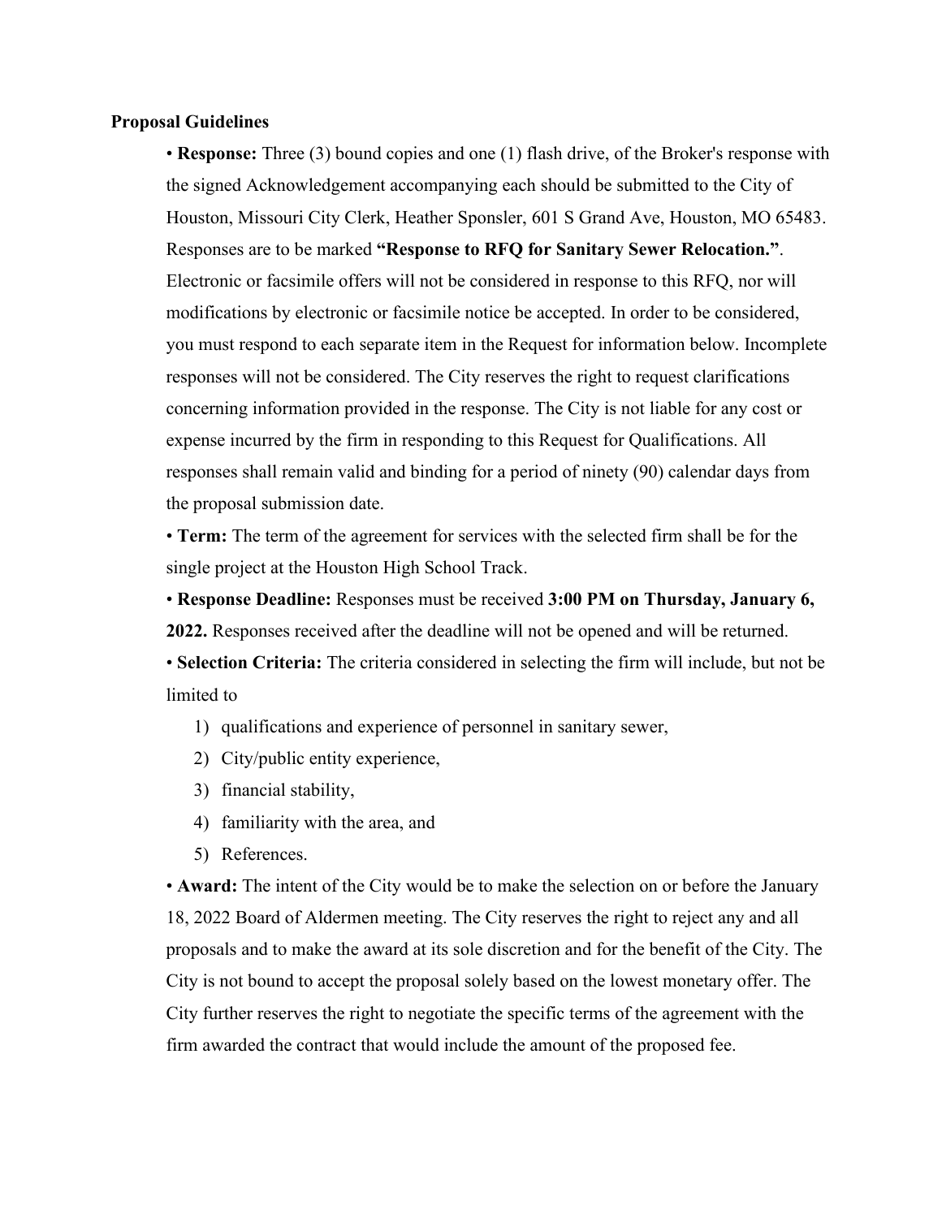**Proposal Guidelines**

- **Response:** Three (3) bound copies and one (1) flash drive, of the Broker's response with the signed Acknowledgement accompanying each should be submitted to the City of Houston, Missouri City Clerk, Heather Sponsler, 601 S Grand Ave, Houston, MO 65483. Responses are to be marked **"Response to RFQ for Sanitary Sewer Relocation."**. Electronic or facsimile offers will not be considered in response to this RFQ, nor will modifications by electronic or facsimile notice be accepted. In order to be considered, you must respond to each separate item in the Request for information below. Incomplete responses will not be considered. The City reserves the right to request clarifications concerning information provided in the response. The City is not liable for any cost or expense incurred by the firm in responding to this Request for Qualifications. All responses shall remain valid and binding for a period of ninety (90) calendar days from the proposal submission date.
- **Term:** The term of the agreement for services with the selected firm shall be for the single project at the Houston High School Track.
- **Response Deadline:** Responses must be received **3:00 PM on Thursday, January 6, 2022.** Responses received after the deadline will not be opened and will be returned.
- **Selection Criteria:** The criteria considered in selecting the firm will include, but not be limited to
  1) qualifications and experience of personnel in sanitary sewer,
  2) City/public entity experience,
  3) financial stability,
  4) familiarity with the area, and
  5) References.
- **Award:** The intent of the City would be to make the selection on or before the January 18, 2022 Board of Aldermen meeting. The City reserves the right to reject any and all proposals and to make the award at its sole discretion and for the benefit of the City. The City is not bound to accept the proposal solely based on the lowest monetary offer. The City further reserves the right to negotiate the specific terms of the agreement with the firm awarded the contract that would include the amount of the proposed fee.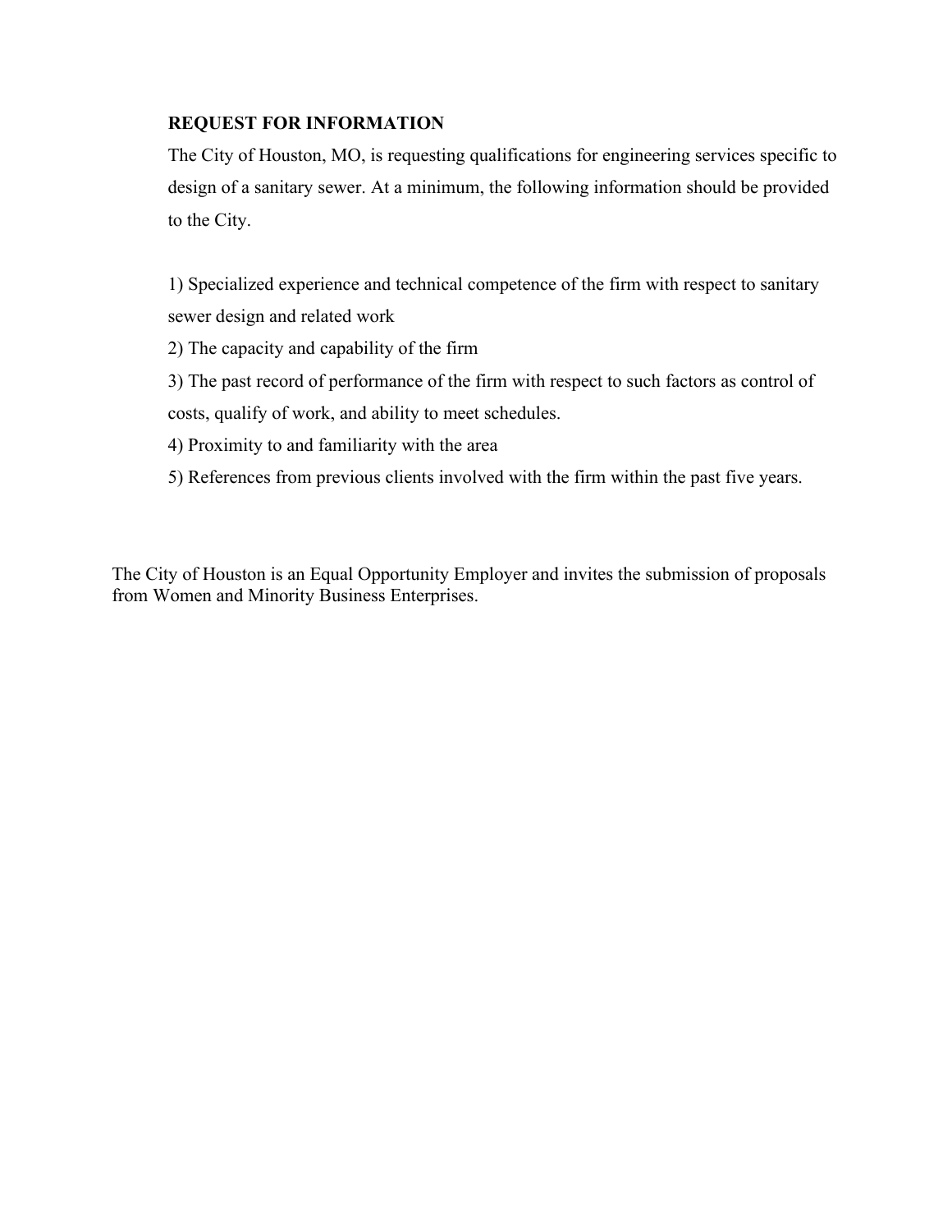**REQUEST FOR INFORMATION**

The City of Houston, MO, is requesting qualifications for engineering services specific to design of a sanitary sewer. At a minimum, the following information should be provided to the City.

1) Specialized experience and technical competence of the firm with respect to sanitary sewer design and related work
2) The capacity and capability of the firm
3) The past record of performance of the firm with respect to such factors as control of costs, qualify of work, and ability to meet schedules.
4) Proximity to and familiarity with the area
5) References from previous clients involved with the firm within the past five years.

The City of Houston is an Equal Opportunity Employer and invites the submission of proposals from Women and Minority Business Enterprises.